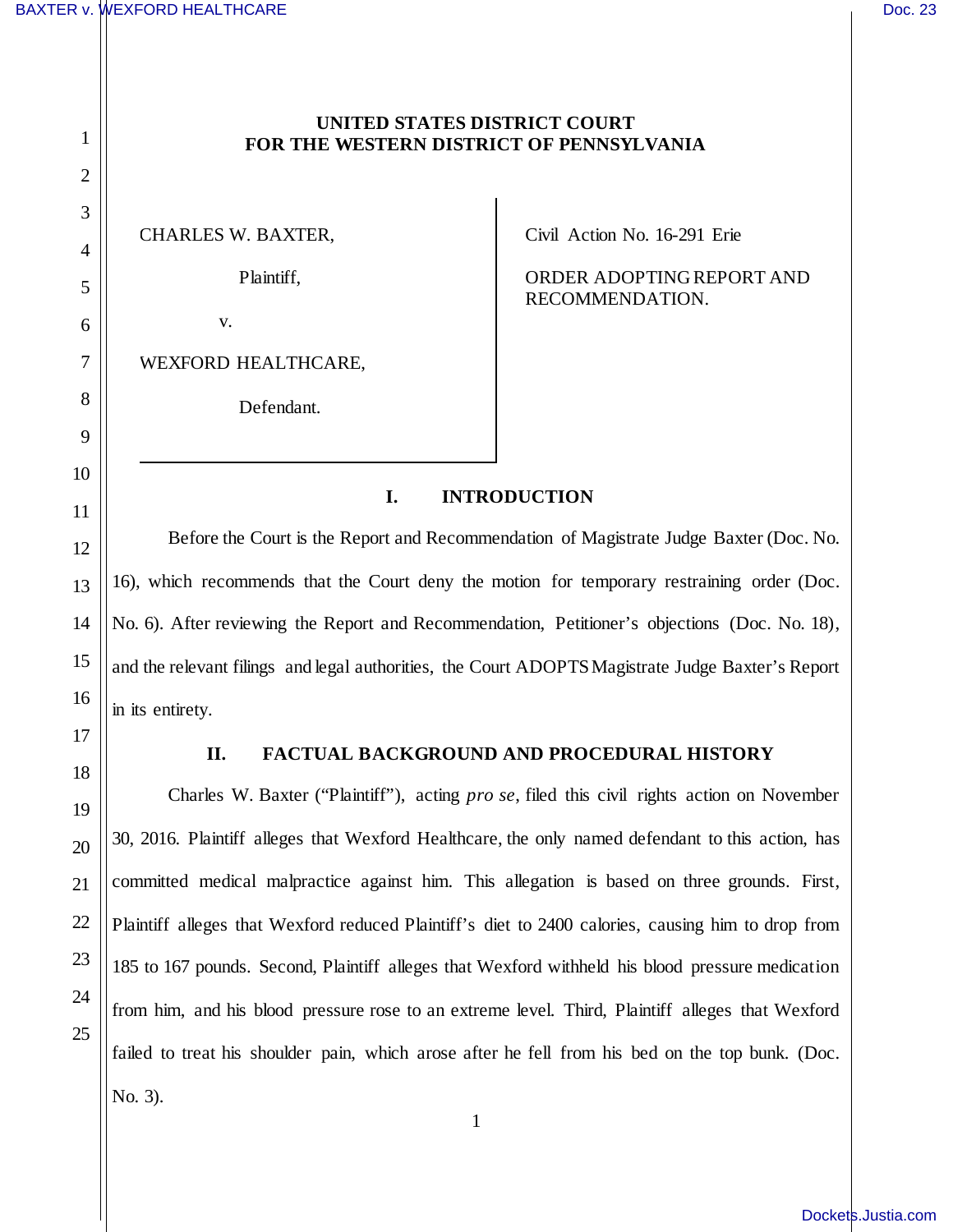**UNITED STATES DISTRICT COURT**
**FOR THE WESTERN DISTRICT OF PENNSYLVANIA**

| | |
|---|---|
| CHARLES W. BAXTER,<br><br>Plaintiff,<br><br>v.<br><br>WEXFORD HEALTHCARE,<br><br>Defendant. | Civil Action No. 16-291 Erie<br><br>ORDER ADOPTING REPORT AND RECOMMENDATION. |

## I. INTRODUCTION

Before the Court is the Report and Recommendation of Magistrate Judge Baxter (Doc. No. 16), which recommends that the Court deny the motion for temporary restraining order (Doc. No. 6). After reviewing the Report and Recommendation, Petitioner's objections (Doc. No. 18), and the relevant filings and legal authorities, the Court ADOPTS Magistrate Judge Baxter's Report in its entirety.

## II. FACTUAL BACKGROUND AND PROCEDURAL HISTORY

Charles W. Baxter ("Plaintiff"), acting *pro se*, filed this civil rights action on November 30, 2016. Plaintiff alleges that Wexford Healthcare, the only named defendant to this action, has committed medical malpractice against him. This allegation is based on three grounds. First, Plaintiff alleges that Wexford reduced Plaintiff's diet to 2400 calories, causing him to drop from 185 to 167 pounds. Second, Plaintiff alleges that Wexford withheld his blood pressure medication from him, and his blood pressure rose to an extreme level. Third, Plaintiff alleges that Wexford failed to treat his shoulder pain, which arose after he fell from his bed on the top bunk. (Doc. No. 3).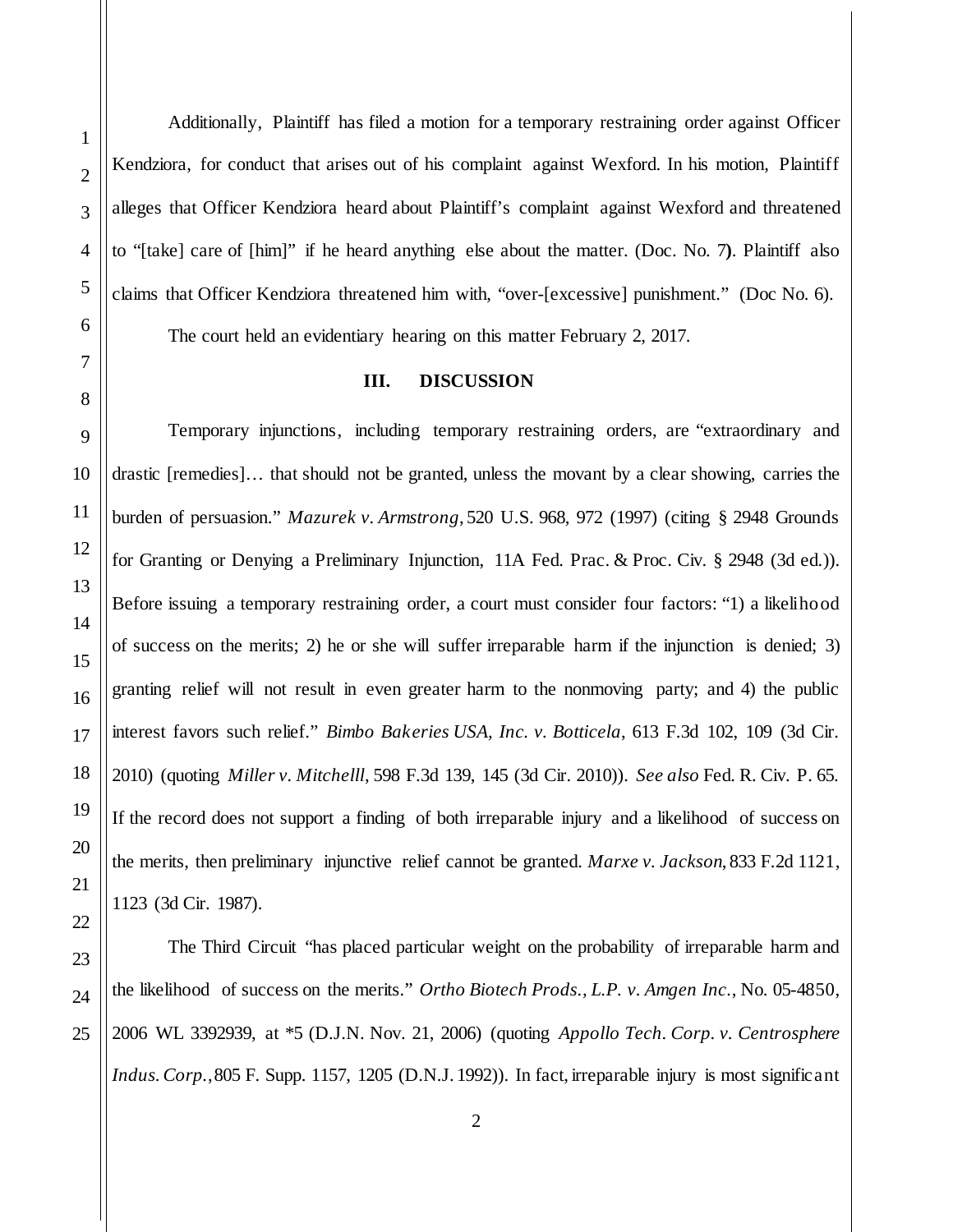Additionally, Plaintiff has filed a motion for a temporary restraining order against Officer Kendziora, for conduct that arises out of his complaint against Wexford. In his motion, Plaintiff alleges that Officer Kendziora heard about Plaintiff's complaint against Wexford and threatened to "[take] care of [him]" if he heard anything else about the matter. (Doc. No. 7**)**. Plaintiff also claims that Officer Kendziora threatened him with, "over-[excessive] punishment." (Doc No. 6).

The court held an evidentiary hearing on this matter February 2, 2017.

### III. DISCUSSION

Temporary injunctions, including temporary restraining orders, are "extraordinary and drastic [remedies]… that should not be granted, unless the movant by a clear showing, carries the burden of persuasion." *Mazurek v. Armstrong*, 520 U.S. 968, 972 (1997) (citing § 2948 Grounds for Granting or Denying a Preliminary Injunction, 11A Fed. Prac. & Proc. Civ. § 2948 (3d ed.)). Before issuing a temporary restraining order, a court must consider four factors: "1) a likelihood of success on the merits; 2) he or she will suffer irreparable harm if the injunction is denied; 3) granting relief will not result in even greater harm to the nonmoving party; and 4) the public interest favors such relief." *Bimbo Bakeries USA, Inc. v. Botticela*, 613 F.3d 102, 109 (3d Cir. 2010) (quoting *Miller v. Mitchelll*, 598 F.3d 139, 145 (3d Cir. 2010)). *See also* Fed. R. Civ. P. 65. If the record does not support a finding of both irreparable injury and a likelihood of success on the merits, then preliminary injunctive relief cannot be granted. *Marxe v. Jackson*, 833 F.2d 1121, 1123 (3d Cir. 1987).

The Third Circuit "has placed particular weight on the probability of irreparable harm and the likelihood of success on the merits." *Ortho Biotech Prods., L.P. v. Amgen Inc.*, No. 05-4850, 2006 WL 3392939, at *5 (D.J.N. Nov. 21, 2006) (quoting *Appollo Tech. Corp. v. Centrosphere Indus. Corp.*, 805 F. Supp. 1157, 1205 (D.N.J. 1992)). In fact, irreparable injury is most significant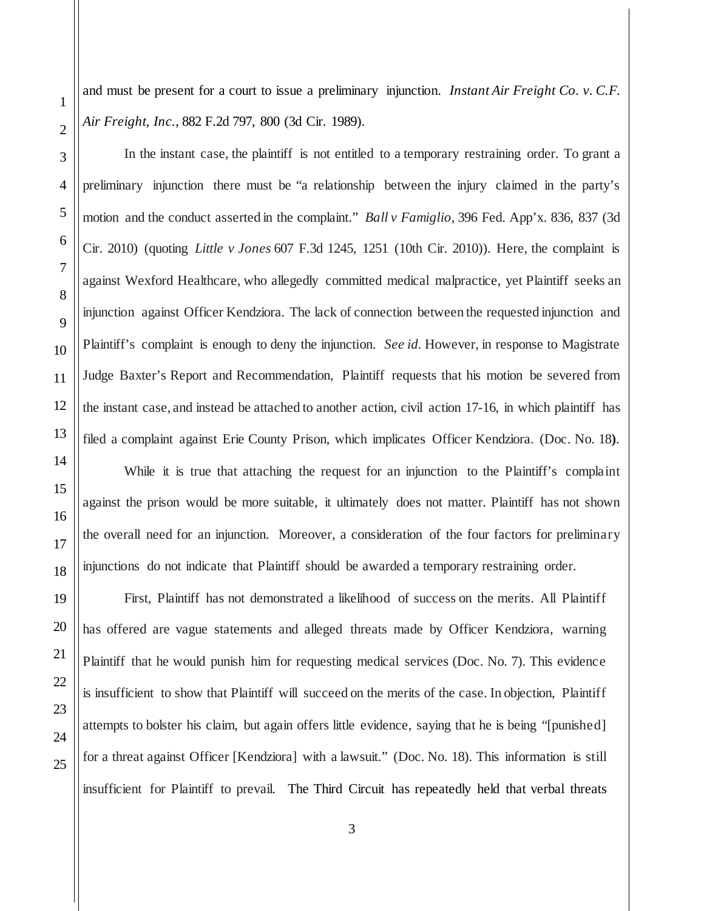and must be present for a court to issue a preliminary injunction. *Instant Air Freight Co. v. C.F. Air Freight, Inc.*, 882 F.2d 797, 800 (3d Cir. 1989).

In the instant case, the plaintiff is not entitled to a temporary restraining order. To grant a preliminary injunction there must be "a relationship between the injury claimed in the party's motion and the conduct asserted in the complaint." *Ball v Famiglio*, 396 Fed. App'x. 836, 837 (3d Cir. 2010) (quoting *Little v Jones* 607 F.3d 1245, 1251 (10th Cir. 2010)). Here, the complaint is against Wexford Healthcare, who allegedly committed medical malpractice, yet Plaintiff seeks an injunction against Officer Kendziora. The lack of connection between the requested injunction and Plaintiff's complaint is enough to deny the injunction. *See id*. However, in response to Magistrate Judge Baxter's Report and Recommendation, Plaintiff requests that his motion be severed from the instant case, and instead be attached to another action, civil action 17-16, in which plaintiff has filed a complaint against Erie County Prison, which implicates Officer Kendziora. (Doc. No. 18).

While it is true that attaching the request for an injunction to the Plaintiff's complaint against the prison would be more suitable, it ultimately does not matter. Plaintiff has not shown the overall need for an injunction. Moreover, a consideration of the four factors for preliminary injunctions do not indicate that Plaintiff should be awarded a temporary restraining order.

First, Plaintiff has not demonstrated a likelihood of success on the merits. All Plaintiff has offered are vague statements and alleged threats made by Officer Kendziora, warning Plaintiff that he would punish him for requesting medical services (Doc. No. 7). This evidence is insufficient to show that Plaintiff will succeed on the merits of the case. In objection, Plaintiff attempts to bolster his claim, but again offers little evidence, saying that he is being "[punished] for a threat against Officer [Kendziora] with a lawsuit." (Doc. No. 18). This information is still insufficient for Plaintiff to prevail. The Third Circuit has repeatedly held that verbal threats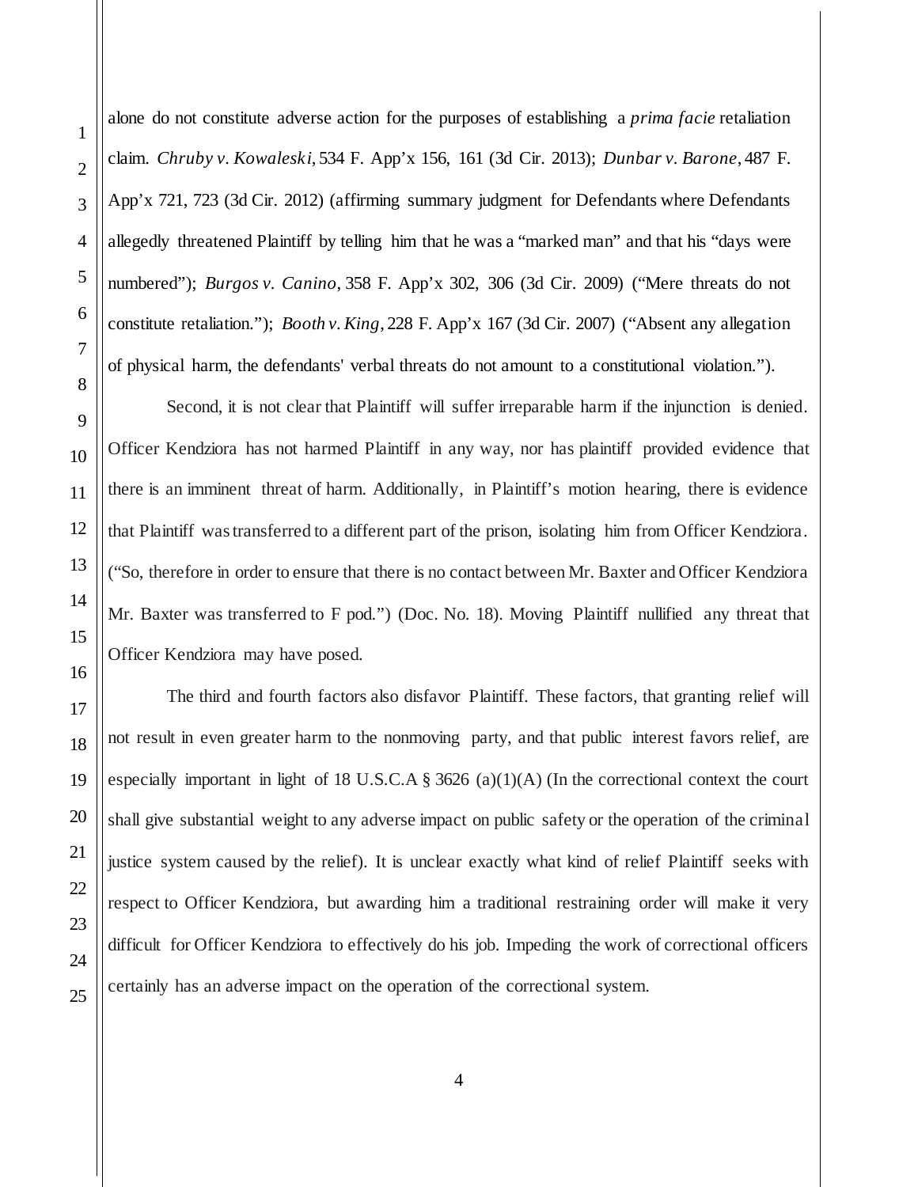alone do not constitute adverse action for the purposes of establishing a *prima facie* retaliation claim. *Chruby v. Kowaleski*, 534 F. App'x 156, 161 (3d Cir. 2013); *Dunbar v. Barone*, 487 F. App'x 721, 723 (3d Cir. 2012) (affirming summary judgment for Defendants where Defendants allegedly threatened Plaintiff by telling him that he was a "marked man" and that his "days were numbered"); *Burgos v. Canino*, 358 F. App'x 302, 306 (3d Cir. 2009) ("Mere threats do not constitute retaliation."); *Booth v. King*, 228 F. App'x 167 (3d Cir. 2007) ("Absent any allegation of physical harm, the defendants' verbal threats do not amount to a constitutional violation.").

Second, it is not clear that Plaintiff will suffer irreparable harm if the injunction is denied. Officer Kendziora has not harmed Plaintiff in any way, nor has plaintiff provided evidence that there is an imminent threat of harm. Additionally, in Plaintiff's motion hearing, there is evidence that Plaintiff was transferred to a different part of the prison, isolating him from Officer Kendziora. ("So, therefore in order to ensure that there is no contact between Mr. Baxter and Officer Kendziora Mr. Baxter was transferred to F pod.") (Doc. No. 18). Moving Plaintiff nullified any threat that Officer Kendziora may have posed.

The third and fourth factors also disfavor Plaintiff. These factors, that granting relief will not result in even greater harm to the nonmoving party, and that public interest favors relief, are especially important in light of 18 U.S.C.A § 3626 (a)(1)(A) (In the correctional context the court shall give substantial weight to any adverse impact on public safety or the operation of the criminal justice system caused by the relief). It is unclear exactly what kind of relief Plaintiff seeks with respect to Officer Kendziora, but awarding him a traditional restraining order will make it very difficult for Officer Kendziora to effectively do his job. Impeding the work of correctional officers certainly has an adverse impact on the operation of the correctional system.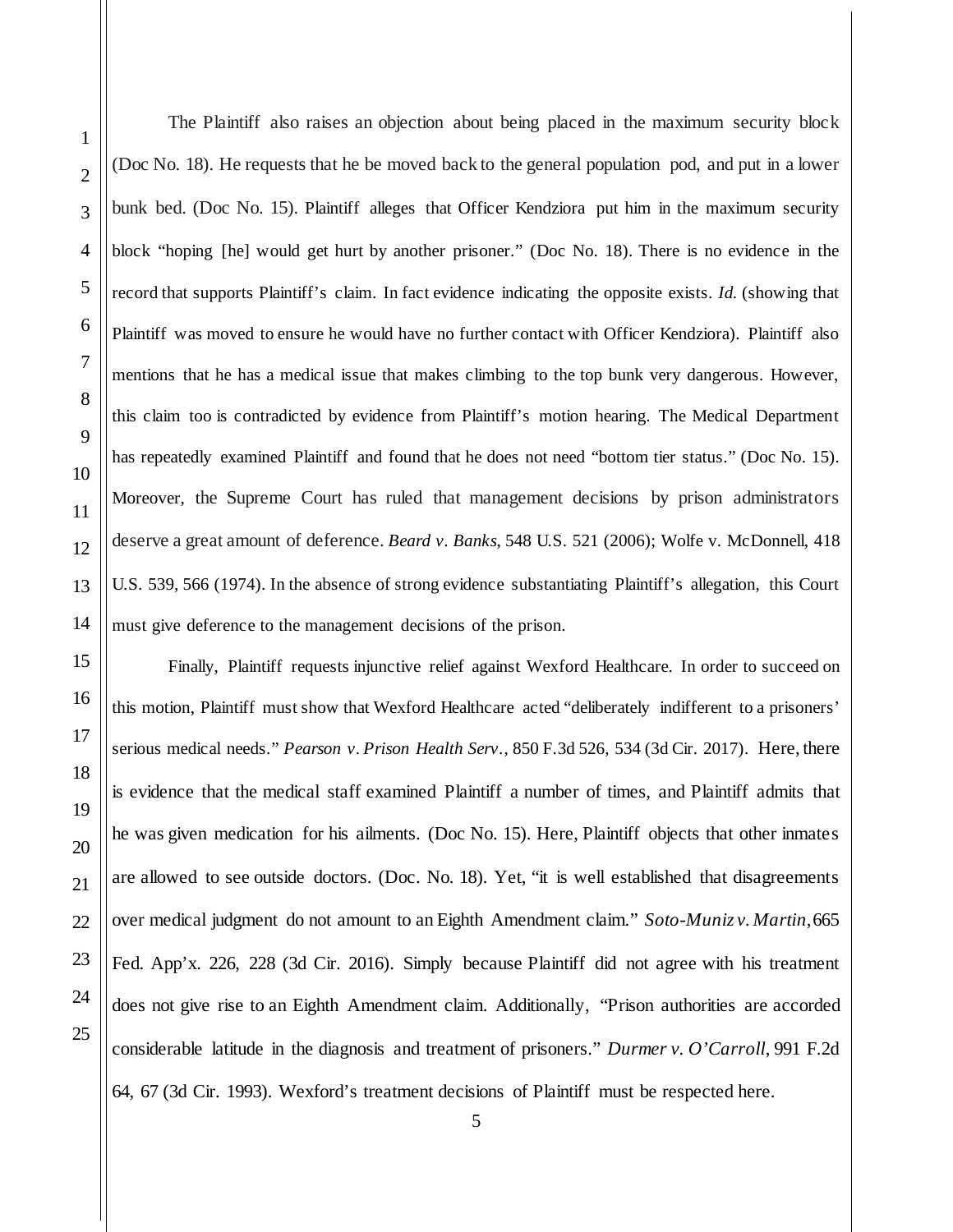The Plaintiff also raises an objection about being placed in the maximum security block (Doc No. 18). He requests that he be moved back to the general population pod, and put in a lower bunk bed. (Doc No. 15). Plaintiff alleges that Officer Kendziora put him in the maximum security block "hoping [he] would get hurt by another prisoner." (Doc No. 18). There is no evidence in the record that supports Plaintiff's claim. In fact evidence indicating the opposite exists. *Id.* (showing that Plaintiff was moved to ensure he would have no further contact with Officer Kendziora). Plaintiff also mentions that he has a medical issue that makes climbing to the top bunk very dangerous. However, this claim too is contradicted by evidence from Plaintiff's motion hearing. The Medical Department has repeatedly examined Plaintiff and found that he does not need "bottom tier status." (Doc No. 15). Moreover, the Supreme Court has ruled that management decisions by prison administrators deserve a great amount of deference. *Beard v. Banks*, 548 U.S. 521 (2006); Wolfe v. McDonnell, 418 U.S. 539, 566 (1974). In the absence of strong evidence substantiating Plaintiff's allegation, this Court must give deference to the management decisions of the prison.

Finally, Plaintiff requests injunctive relief against Wexford Healthcare. In order to succeed on this motion, Plaintiff must show that Wexford Healthcare acted "deliberately indifferent to a prisoners' serious medical needs." *Pearson v. Prison Health Serv.*, 850 F.3d 526, 534 (3d Cir. 2017). Here, there is evidence that the medical staff examined Plaintiff a number of times, and Plaintiff admits that he was given medication for his ailments. (Doc No. 15). Here, Plaintiff objects that other inmates are allowed to see outside doctors. (Doc. No. 18). Yet, "it is well established that disagreements over medical judgment do not amount to an Eighth Amendment claim." *Soto-Muniz v. Martin*, 665 Fed. App'x. 226, 228 (3d Cir. 2016). Simply because Plaintiff did not agree with his treatment does not give rise to an Eighth Amendment claim. Additionally, "Prison authorities are accorded considerable latitude in the diagnosis and treatment of prisoners." *Durmer v. O'Carroll*, 991 F.2d 64, 67 (3d Cir. 1993). Wexford's treatment decisions of Plaintiff must be respected here.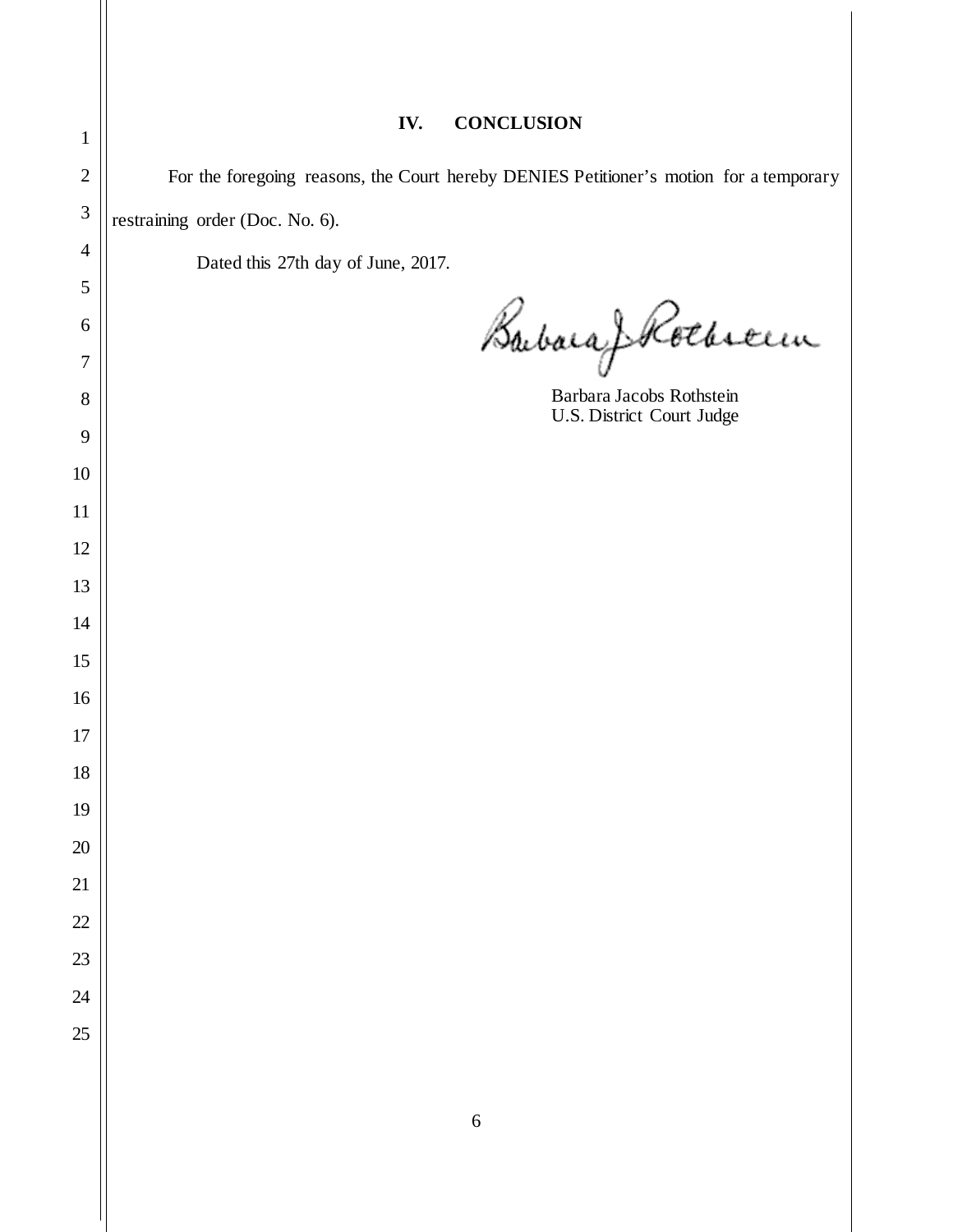## IV. CONCLUSION

For the foregoing reasons, the Court hereby DENIES Petitioner's motion for a temporary restraining order (Doc. No. 6).

Dated this 27th day of June, 2017.

Barbara Jacobs Rothstein
U.S. District Court Judge